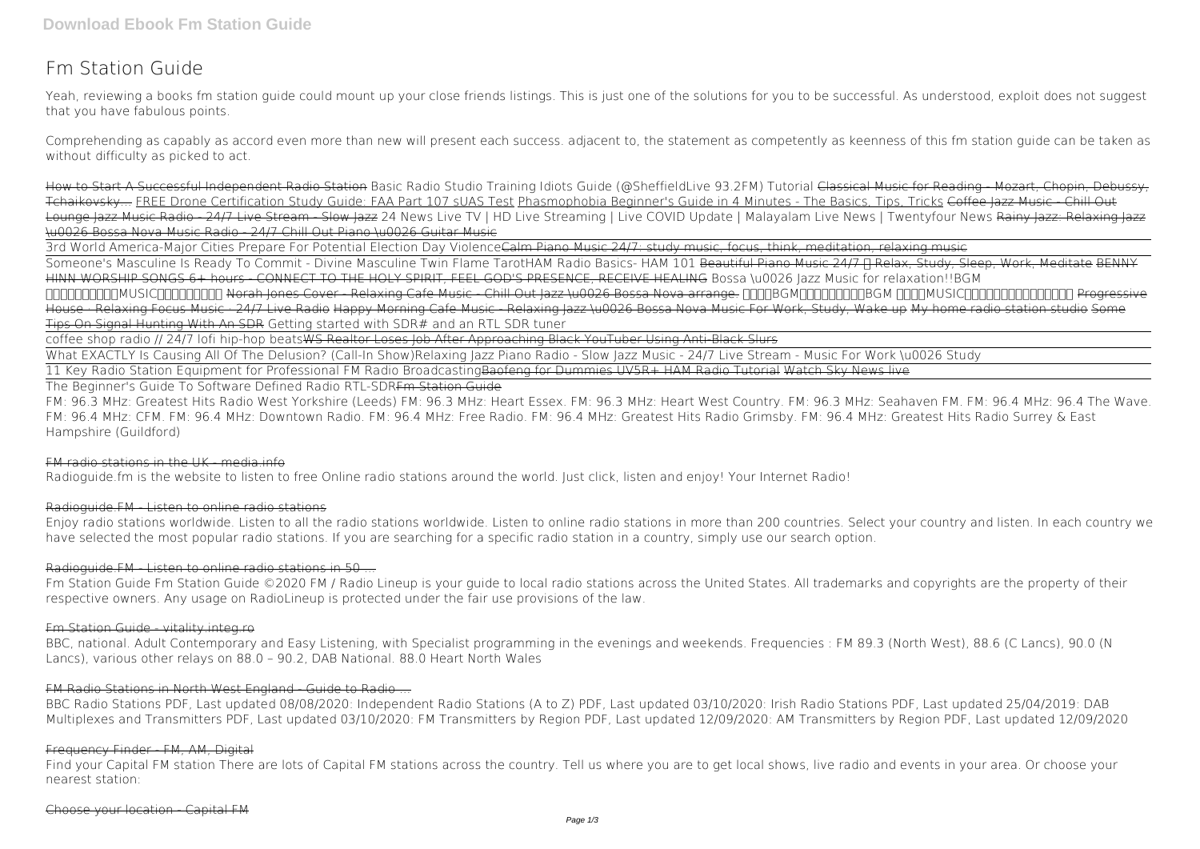# Fm Station Guide

Yeah, reviewing a books fm station guide could mount up your close friends listings. This is just one of the solutions for you to be successful. As understood, exploit does not suggest that you have fabulous points.

Comprehending as capably as accord even more than new will present each success. adjacent to, the statement as competently as keenness of this fm station guide can be taken as without difficulty as picked to act.

How to Start A Successful Independent Radio Station Basic Radio Studio Training Idiots Guide (@SheffieldLive 93.2FM) Tutorial Classical Music for Reading - Mozart, Chopin, Debussy, Tchaikovsky... FREE Drone Certification Study Guide: FAA Part 107 sUAS Test Phasmophobia Beginner's Guide in 4 Minutes - The Basics, Tips, Tricks Coffee Jazz Music - Chill Out Lounge Jazz Music Radio - 24/7 Live Stream - Slow Jazz 24 News Live TV | HD Live Streaming | Live COVID Update | Malayalam Live News | Twentyfour News Rainy Jazz: Relaxing Jazz \u0026 Bossa Nova Music Radio - 24/7 Chill Out Piano \u0026 Guitar Music

3rd World America-Major Cities Prepare For Potential Election Day Violence Calm Piano Music 24/7: study music, focus, think, meditation, relaxing music

Someone's Masculine Is Ready To Commit - Divine Masculine Twin Flame Tarot HAM Radio Basics- HAM 101 Beautiful Piano Music 24/7 • Relax, Study, Sleep, Work, Meditate BENNY HINN WORSHIP SONGS 6+ hours - CONNECT TO THE HOLY SPIRIT, FEEL GOD'S PRESENCE, RECEIVE HEALING Bossa \u0026 Jazz Music for relaxation!!BGM 作業用・勉強用MUSIC・ボサノバジャズ Norah Jones Cover - Relaxing Cafe Music - Chill Out Jazz \u0026 Bossa Nova arrange. カフェBGM・作業用・勉強用BGM 作業用MUSIC・ボサノバ・ジャズ・リラックス Progressive House · Relaxing Focus Music · 24/7 Live Radio Happy Morning Cafe Music - Relaxing Jazz \u0026 Bossa Nova Music For Work, Study, Wake up My home radio station studio Some Tips On Signal Hunting With An SDR Getting started with SDR# and an RTL SDR tuner

coffee shop radio // 24/7 lofi hip-hop beats WS Realtor Loses Job After Approaching Black YouTuber Using Anti-Black Slurs

What EXACTLY Is Causing All Of The Delusion? (Call-In Show) Relaxing Jazz Piano Radio - Slow Jazz Music - 24/7 Live Stream - Music For Work \u0026 Study

11 Key Radio Station Equipment for Professional FM Radio Broadcasting Baofeng for Dummies UV5R+ HAM Radio Tutorial Watch Sky News live

The Beginner's Guide To Software Defined Radio RTL-SDR Fm Station Guide

FM: 96.3 MHz: Greatest Hits Radio West Yorkshire (Leeds) FM: 96.3 MHz: Heart Essex. FM: 96.3 MHz: Heart West Country. FM: 96.3 MHz: Seahaven FM. FM: 96.4 MHz: 96.4 The Wave. FM: 96.4 MHz: CFM. FM: 96.4 MHz: Downtown Radio. FM: 96.4 MHz: Free Radio. FM: 96.4 MHz: Greatest Hits Radio Grimsby. FM: 96.4 MHz: Greatest Hits Radio Surrey & East Hampshire (Guildford)

## FM radio stations in the UK - media.info

Radioguide.fm is the website to listen to free Online radio stations around the world. Just click, listen and enjoy! Your Internet Radio!

## Radioguide.FM - Listen to online radio stations

Enjoy radio stations worldwide. Listen to all the radio stations worldwide. Listen to online radio stations in more than 200 countries. Select your country and listen. In each country we have selected the most popular radio stations. If you are searching for a specific radio station in a country, simply use our search option.

## Radioguide.FM - Listen to online radio stations in 50 ...

Fm Station Guide Fm Station Guide ©2020 FM / Radio Lineup is your guide to local radio stations across the United States. All trademarks and copyrights are the property of their respective owners. Any usage on RadioLineup is protected under the fair use provisions of the law.

## Fm Station Guide - vitality.integ.ro

BBC, national. Adult Contemporary and Easy Listening, with Specialist programming in the evenings and weekends. Frequencies : FM 89.3 (North West), 88.6 (C Lancs), 90.0 (N Lancs), various other relays on 88.0 – 90.2, DAB National. 88.0 Heart North Wales

## FM Radio Stations in North West England - Guide to Radio ...

BBC Radio Stations PDF, Last updated 08/08/2020: Independent Radio Stations (A to Z) PDF, Last updated 03/10/2020: Irish Radio Stations PDF, Last updated 25/04/2019: DAB Multiplexes and Transmitters PDF, Last updated 03/10/2020: FM Transmitters by Region PDF, Last updated 12/09/2020: AM Transmitters by Region PDF, Last updated 12/09/2020

## Frequency Finder - FM, AM, Digital

Find your Capital FM station There are lots of Capital FM stations across the country. Tell us where you are to get local shows, live radio and events in your area. Or choose your nearest station:

## Choose your location - Capital FM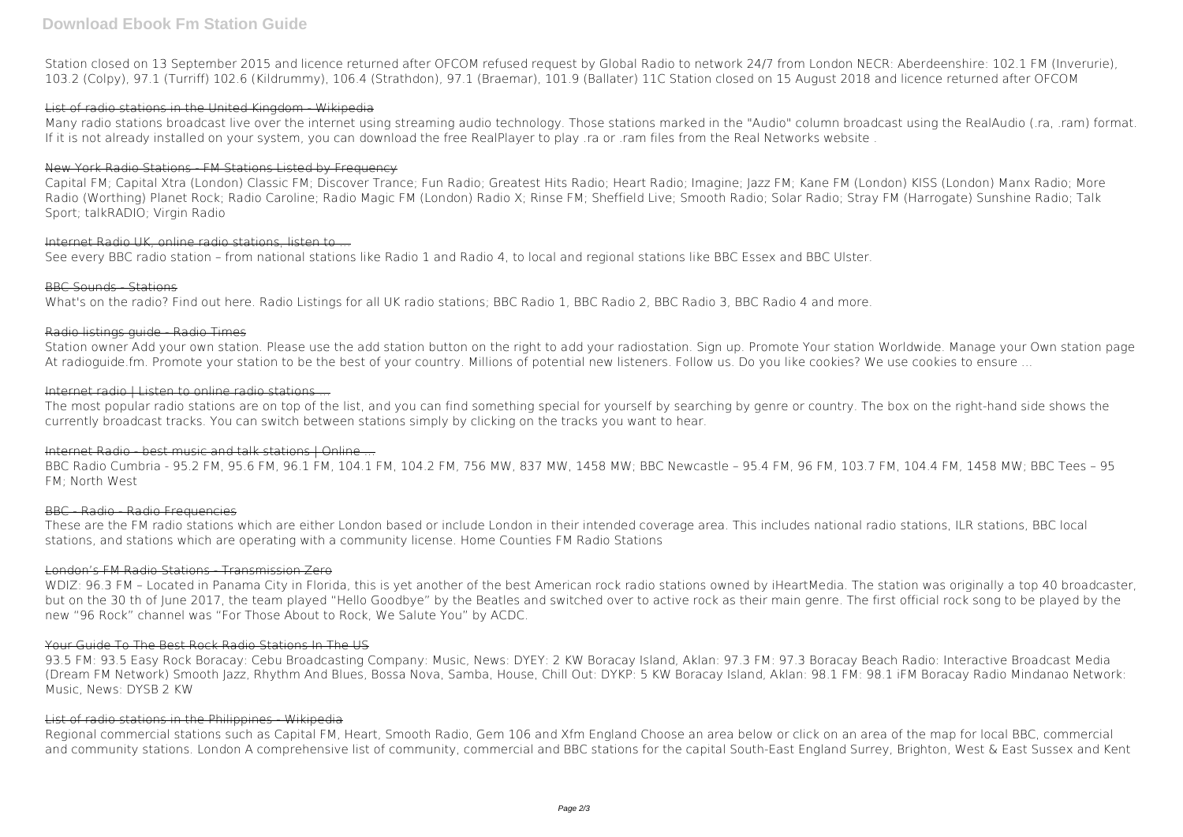Station closed on 13 September 2015 and licence returned after OFCOM refused request by Global Radio to network 24/7 from London NECR: Aberdeenshire: 102.1 FM (Inverurie), 103.2 (Colpy), 97.1 (Turriff) 102.6 (Kildrummy), 106.4 (Strathdon), 97.1 (Braemar), 101.9 (Ballater) 11C Station closed on 15 August 2018 and licence returned after OFCOM

### List of radio stations in the United Kingdom - Wikipedia

Many radio stations broadcast live over the internet using streaming audio technology. Those stations marked in the "Audio" column broadcast using the RealAudio (.ra, .ram) format. If it is not already installed on your system, you can download the free RealPlayer to play .ra or .ram files from the Real Networks website .

### New York Radio Stations - FM Stations Listed by Frequency

Capital FM; Capital Xtra (London) Classic FM; Discover Trance; Fun Radio; Greatest Hits Radio; Heart Radio; Imagine; Jazz FM; Kane FM (London) KISS (London) Manx Radio; More Radio (Worthing) Planet Rock; Radio Caroline; Radio Magic FM (London) Radio X; Rinse FM; Sheffield Live; Smooth Radio; Solar Radio; Stray FM (Harrogate) Sunshine Radio; Talk Sport; talkRADIO; Virgin Radio

### Internet Radio UK, online radio stations, listen to ...

See every BBC radio station – from national stations like Radio 1 and Radio 4, to local and regional stations like BBC Essex and BBC Ulster.

### BBC Sounds - Stations

What's on the radio? Find out here. Radio Listings for all UK radio stations; BBC Radio 1, BBC Radio 2, BBC Radio 3, BBC Radio 4 and more.

### Radio listings guide - Radio Times

Station owner Add your own station. Please use the add station button on the right to add your radiostation. Sign up. Promote Your station Worldwide. Manage your Own station page At radioguide.fm. Promote your station to be the best of your country. Millions of potential new listeners. Follow us. Do you like cookies? We use cookies to ensure ...

### Internet radio | Listen to online radio stations ...

The most popular radio stations are on top of the list, and you can find something special for yourself by searching by genre or country. The box on the right-hand side shows the currently broadcast tracks. You can switch between stations simply by clicking on the tracks you want to hear.

### Internet Radio - best music and talk stations | Online ...

BBC Radio Cumbria - 95.2 FM, 95.6 FM, 96.1 FM, 104.1 FM, 104.2 FM, 756 MW, 837 MW, 1458 MW; BBC Newcastle – 95.4 FM, 96 FM, 103.7 FM, 104.4 FM, 1458 MW; BBC Tees – 95 FM; North West

### BBC - Radio - Radio Frequencies

These are the FM radio stations which are either London based or include London in their intended coverage area. This includes national radio stations, ILR stations, BBC local stations, and stations which are operating with a community license. Home Counties FM Radio Stations

### London's FM Radio Stations - Transmission Zero

WDIZ: 96.3 FM – Located in Panama City in Florida, this is yet another of the best American rock radio stations owned by iHeartMedia. The station was originally a top 40 broadcaster, but on the 30 th of June 2017, the team played "Hello Goodbye" by the Beatles and switched over to active rock as their main genre. The first official rock song to be played by the new "96 Rock" channel was "For Those About to Rock, We Salute You" by ACDC.

### Your Guide To The Best Rock Radio Stations In The US

93.5 FM: 93.5 Easy Rock Boracay: Cebu Broadcasting Company: Music, News: DYEY: 2 KW Boracay Island, Aklan: 97.3 FM: 97.3 Boracay Beach Radio: Interactive Broadcast Media (Dream FM Network) Smooth Jazz, Rhythm And Blues, Bossa Nova, Samba, House, Chill Out: DYKP: 5 KW Boracay Island, Aklan: 98.1 FM: 98.1 iFM Boracay Radio Mindanao Network: Music, News: DYSB 2 KW

### List of radio stations in the Philippines - Wikipedia

Regional commercial stations such as Capital FM, Heart, Smooth Radio, Gem 106 and Xfm England Choose an area below or click on an area of the map for local BBC, commercial and community stations. London A comprehensive list of community, commercial and BBC stations for the capital South-East England Surrey, Brighton, West & East Sussex and Kent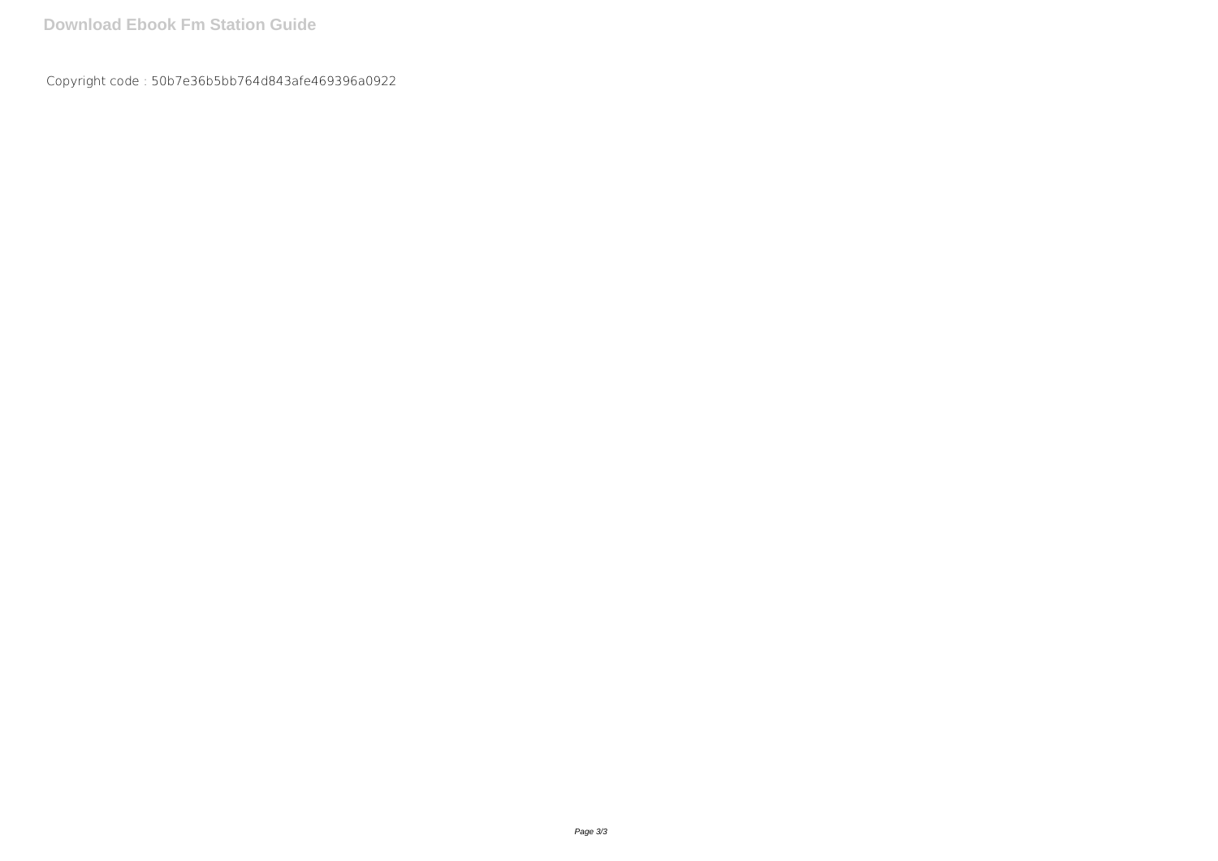Copyright code : 50b7e36b5bb764d843afe469396a0922